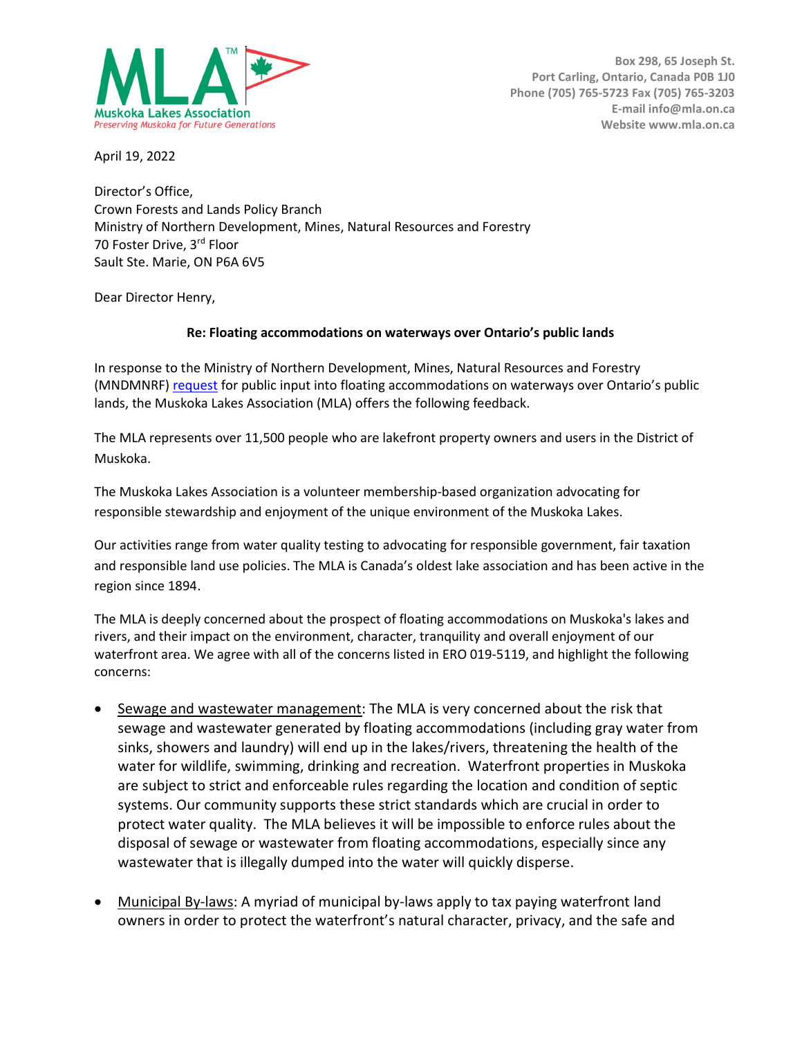**Muskoka Lakes Association**
*Preserving Muskoka for Future Generations*

Box 298, 65 Joseph St.
Port Carling, Ontario, Canada P0B 1J0
Phone (705) 765-5723 Fax (705) 765-3203
E-mail info@mla.on.ca
Website www.mla.on.ca

April 19, 2022

Director's Office,
Crown Forests and Lands Policy Branch
Ministry of Northern Development, Mines, Natural Resources and Forestry
70 Foster Drive, 3rd Floor
Sault Ste. Marie, ON P6A 6V5

Dear Director Henry,

**Re: Floating accommodations on waterways over Ontario's public lands**

In response to the Ministry of Northern Development, Mines, Natural Resources and Forestry (MNDMNRF) request for public input into floating accommodations on waterways over Ontario's public lands, the Muskoka Lakes Association (MLA) offers the following feedback.

The MLA represents over 11,500 people who are lakefront property owners and users in the District of Muskoka.

The Muskoka Lakes Association is a volunteer membership-based organization advocating for responsible stewardship and enjoyment of the unique environment of the Muskoka Lakes.

Our activities range from water quality testing to advocating for responsible government, fair taxation and responsible land use policies. The MLA is Canada's oldest lake association and has been active in the region since 1894.

The MLA is deeply concerned about the prospect of floating accommodations on Muskoka's lakes and rivers, and their impact on the environment, character, tranquility and overall enjoyment of our waterfront area. We agree with all of the concerns listed in ERO 019-5119, and highlight the following concerns:

- Sewage and wastewater management: The MLA is very concerned about the risk that sewage and wastewater generated by floating accommodations (including gray water from sinks, showers and laundry) will end up in the lakes/rivers, threatening the health of the water for wildlife, swimming, drinking and recreation. Waterfront properties in Muskoka are subject to strict and enforceable rules regarding the location and condition of septic systems. Our community supports these strict standards which are crucial in order to protect water quality. The MLA believes it will be impossible to enforce rules about the disposal of sewage or wastewater from floating accommodations, especially since any wastewater that is illegally dumped into the water will quickly disperse.

- Municipal By-laws: A myriad of municipal by-laws apply to tax paying waterfront land owners in order to protect the waterfront's natural character, privacy, and the safe and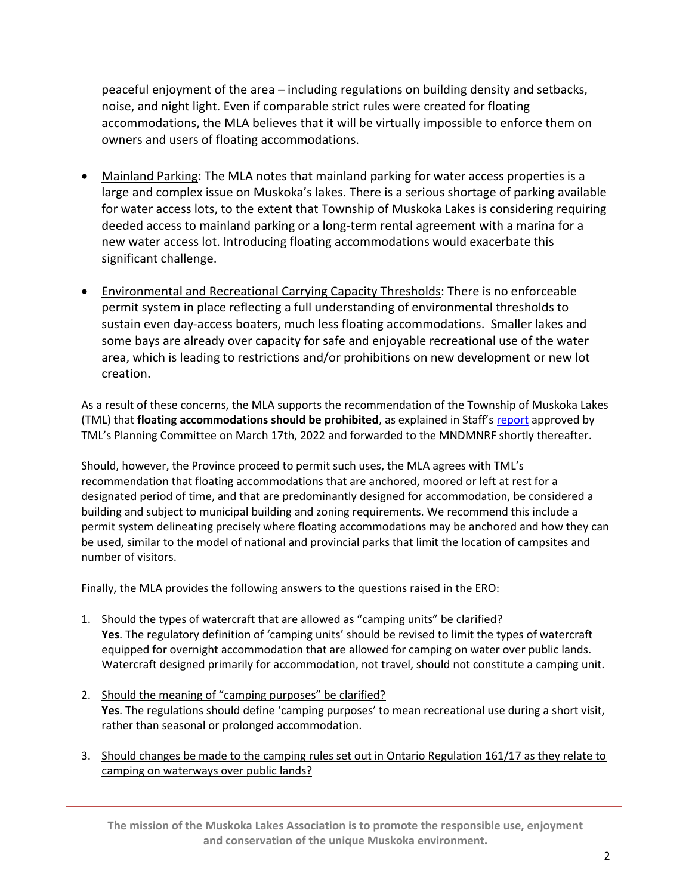peaceful enjoyment of the area – including regulations on building density and setbacks, noise, and night light. Even if comparable strict rules were created for floating accommodations, the MLA believes that it will be virtually impossible to enforce them on owners and users of floating accommodations.

- Mainland Parking: The MLA notes that mainland parking for water access properties is a large and complex issue on Muskoka's lakes. There is a serious shortage of parking available for water access lots, to the extent that Township of Muskoka Lakes is considering requiring deeded access to mainland parking or a long-term rental agreement with a marina for a new water access lot. Introducing floating accommodations would exacerbate this significant challenge.

- Environmental and Recreational Carrying Capacity Thresholds: There is no enforceable permit system in place reflecting a full understanding of environmental thresholds to sustain even day-access boaters, much less floating accommodations. Smaller lakes and some bays are already over capacity for safe and enjoyable recreational use of the water area, which is leading to restrictions and/or prohibitions on new development or new lot creation.

As a result of these concerns, the MLA supports the recommendation of the Township of Muskoka Lakes (TML) that **floating accommodations should be prohibited**, as explained in Staff's report approved by TML's Planning Committee on March 17th, 2022 and forwarded to the MNDMNRF shortly thereafter.

Should, however, the Province proceed to permit such uses, the MLA agrees with TML's recommendation that floating accommodations that are anchored, moored or left at rest for a designated period of time, and that are predominantly designed for accommodation, be considered a building and subject to municipal building and zoning requirements. We recommend this include a permit system delineating precisely where floating accommodations may be anchored and how they can be used, similar to the model of national and provincial parks that limit the location of campsites and number of visitors.

Finally, the MLA provides the following answers to the questions raised in the ERO:

1. Should the types of watercraft that are allowed as "camping units" be clarified?
   **Yes**. The regulatory definition of 'camping units' should be revised to limit the types of watercraft equipped for overnight accommodation that are allowed for camping on water over public lands. Watercraft designed primarily for accommodation, not travel, should not constitute a camping unit.

2. Should the meaning of "camping purposes" be clarified?
   **Yes**. The regulations should define 'camping purposes' to mean recreational use during a short visit, rather than seasonal or prolonged accommodation.

3. Should changes be made to the camping rules set out in Ontario Regulation 161/17 as they relate to camping on waterways over public lands?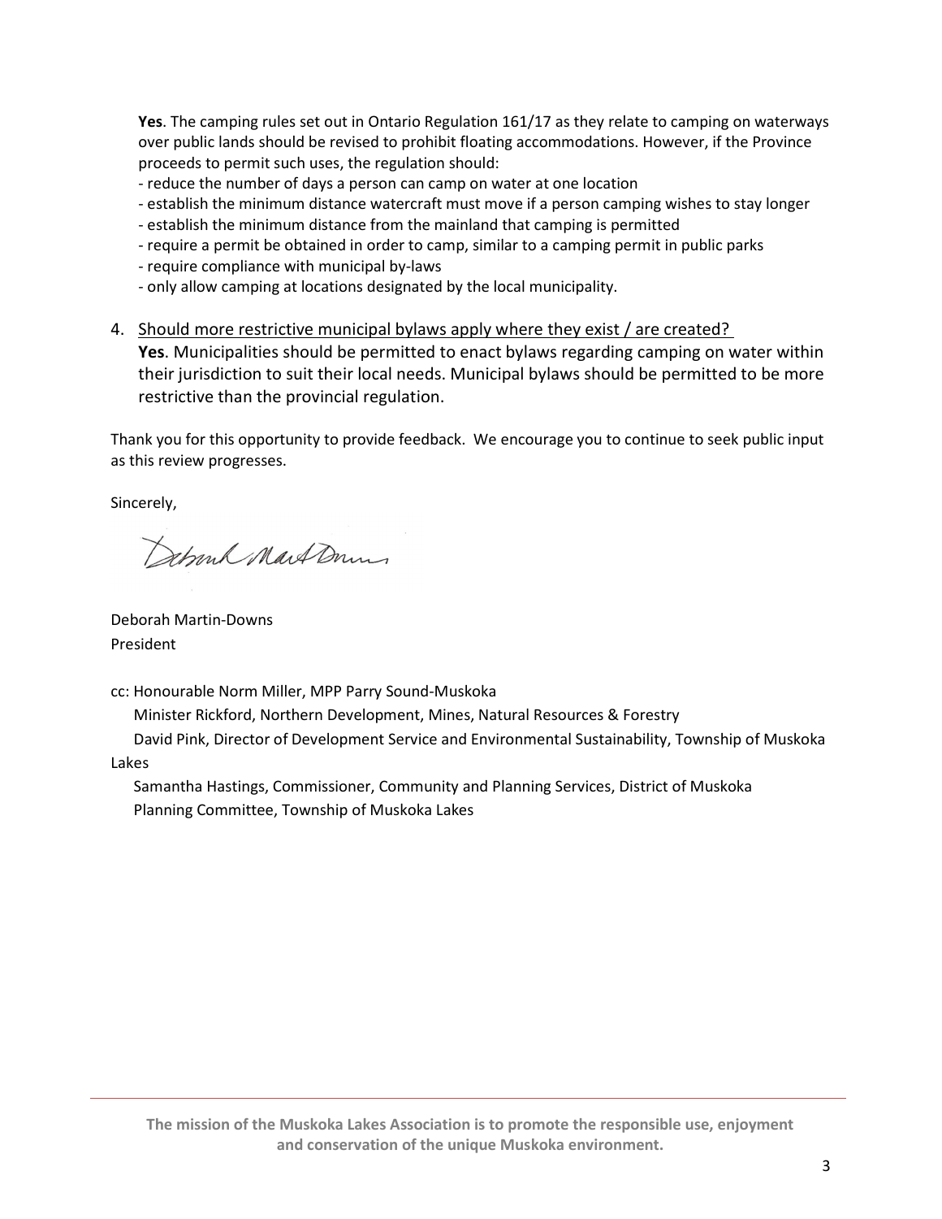**Yes**. The camping rules set out in Ontario Regulation 161/17 as they relate to camping on waterways over public lands should be revised to prohibit floating accommodations. However, if the Province proceeds to permit such uses, the regulation should:

- reduce the number of days a person can camp on water at one location
- establish the minimum distance watercraft must move if a person camping wishes to stay longer
- establish the minimum distance from the mainland that camping is permitted
- require a permit be obtained in order to camp, similar to a camping permit in public parks
- require compliance with municipal by-laws
- only allow camping at locations designated by the local municipality.

4. Should more restrictive municipal bylaws apply where they exist / are created?
   **Yes**. Municipalities should be permitted to enact bylaws regarding camping on water within their jurisdiction to suit their local needs. Municipal bylaws should be permitted to be more restrictive than the provincial regulation.

Thank you for this opportunity to provide feedback. We encourage you to continue to seek public input as this review progresses.

Sincerely,

Deborah Martin-Downs
President

cc: Honourable Norm Miller, MPP Parry Sound-Muskoka
Minister Rickford, Northern Development, Mines, Natural Resources & Forestry
David Pink, Director of Development Service and Environmental Sustainability, Township of Muskoka Lakes
Samantha Hastings, Commissioner, Community and Planning Services, District of Muskoka
Planning Committee, Township of Muskoka Lakes

**The mission of the Muskoka Lakes Association is to promote the responsible use, enjoyment and conservation of the unique Muskoka environment.**